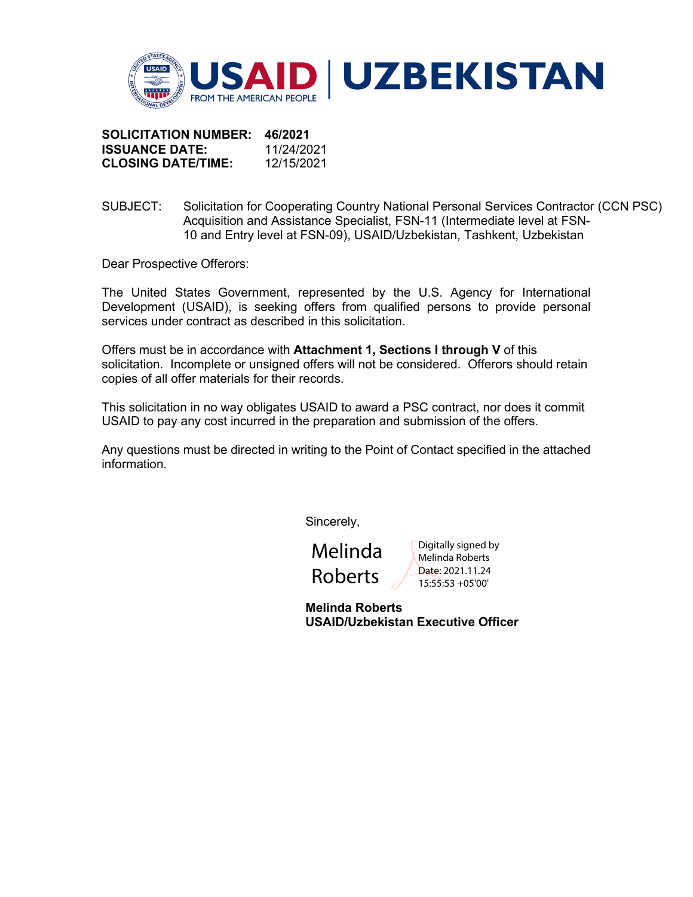USAID | UZBEKISTAN

FROM THE AMERICAN PEOPLE

**SOLICITATION NUMBER:** **46/2021**
**ISSUANCE DATE:** 11/24/2021
**CLOSING DATE/TIME:** 12/15/2021

SUBJECT: Solicitation for Cooperating Country National Personal Services Contractor (CCN PSC) Acquisition and Assistance Specialist, FSN-11 (Intermediate level at FSN-10 and Entry level at FSN-09), USAID/Uzbekistan, Tashkent, Uzbekistan

Dear Prospective Offerors:

The United States Government, represented by the U.S. Agency for International Development (USAID), is seeking offers from qualified persons to provide personal services under contract as described in this solicitation.

Offers must be in accordance with **Attachment 1, Sections I through V** of this solicitation. Incomplete or unsigned offers will not be considered. Offerors should retain copies of all offer materials for their records.

This solicitation in no way obligates USAID to award a PSC contract, nor does it commit USAID to pay any cost incurred in the preparation and submission of the offers.

Any questions must be directed in writing to the Point of Contact specified in the attached information.

Sincerely,

Melinda Roberts

Digitally signed by Melinda Roberts
Date: 2021.11.24 15:55:53 +05'00'

**Melinda Roberts**
**USAID/Uzbekistan Executive Officer**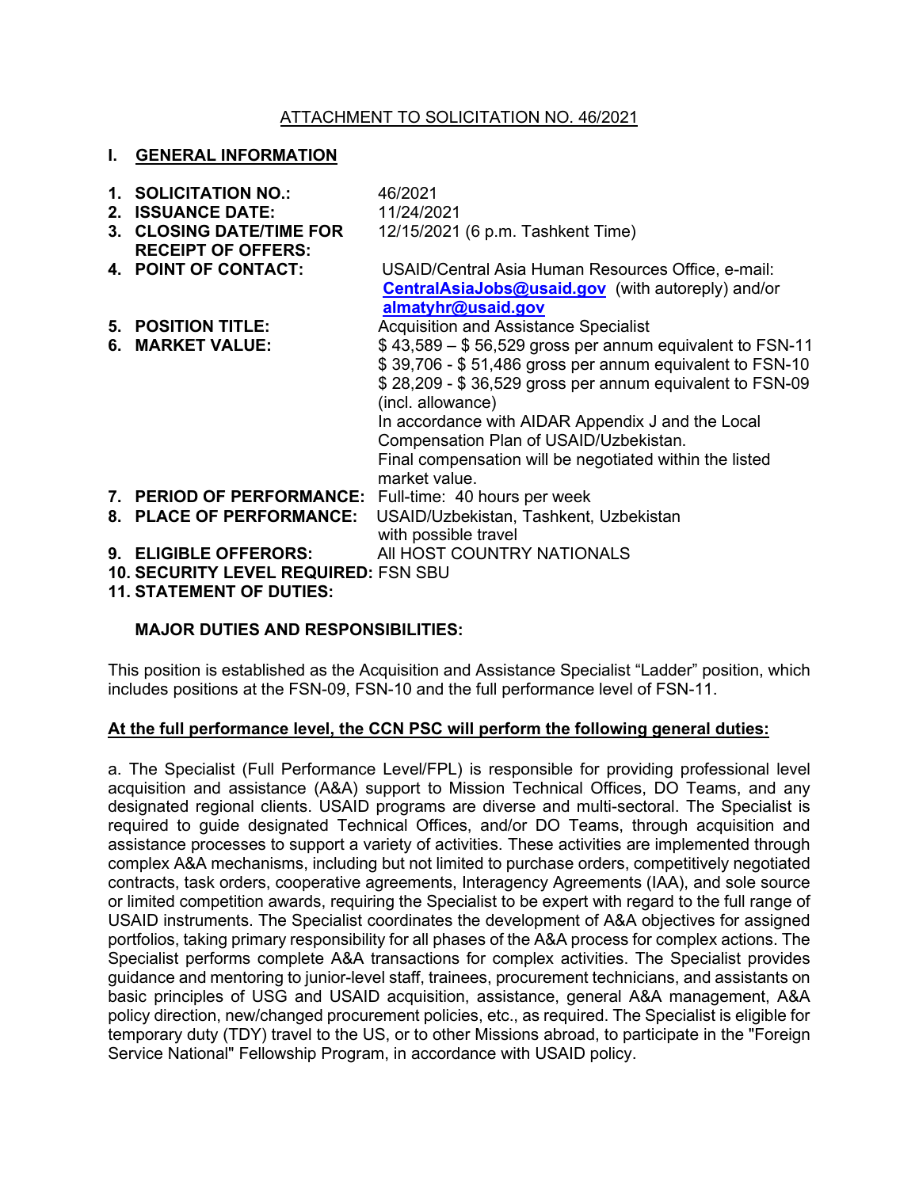## ATTACHMENT TO SOLICITATION NO. 46/2021

## I. GENERAL INFORMATION

1. **SOLICITATION NO.:** 46/2021
2. **ISSUANCE DATE:** 11/24/2021
3. **CLOSING DATE/TIME FOR RECEIPT OF OFFERS:** 12/15/2021 (6 p.m. Tashkent Time)
4. **POINT OF CONTACT:** USAID/Central Asia Human Resources Office, e-mail: **CentralAsiaJobs@usaid.gov** (with autoreply) and/or **almatyhr@usaid.gov**
5. **POSITION TITLE:** Acquisition and Assistance Specialist
6. **MARKET VALUE:** $ 43,589 – $ 56,529 gross per annum equivalent to FSN-11
   $ 39,706 - $ 51,486 gross per annum equivalent to FSN-10
   $ 28,209 - $ 36,529 gross per annum equivalent to FSN-09 (incl. allowance)
   In accordance with AIDAR Appendix J and the Local Compensation Plan of USAID/Uzbekistan.
   Final compensation will be negotiated within the listed market value.
7. **PERIOD OF PERFORMANCE:** Full-time: 40 hours per week
8. **PLACE OF PERFORMANCE:** USAID/Uzbekistan, Tashkent, Uzbekistan with possible travel
9. **ELIGIBLE OFFERORS:** All HOST COUNTRY NATIONALS
10. **SECURITY LEVEL REQUIRED:** FSN SBU
11. **STATEMENT OF DUTIES:**

**MAJOR DUTIES AND RESPONSIBILITIES:**

This position is established as the Acquisition and Assistance Specialist "Ladder" position, which includes positions at the FSN-09, FSN-10 and the full performance level of FSN-11.

**At the full performance level, the CCN PSC will perform the following general duties:**

a. The Specialist (Full Performance Level/FPL) is responsible for providing professional level acquisition and assistance (A&A) support to Mission Technical Offices, DO Teams, and any designated regional clients. USAID programs are diverse and multi-sectoral. The Specialist is required to guide designated Technical Offices, and/or DO Teams, through acquisition and assistance processes to support a variety of activities. These activities are implemented through complex A&A mechanisms, including but not limited to purchase orders, competitively negotiated contracts, task orders, cooperative agreements, Interagency Agreements (IAA), and sole source or limited competition awards, requiring the Specialist to be expert with regard to the full range of USAID instruments. The Specialist coordinates the development of A&A objectives for assigned portfolios, taking primary responsibility for all phases of the A&A process for complex actions. The Specialist performs complete A&A transactions for complex activities. The Specialist provides guidance and mentoring to junior-level staff, trainees, procurement technicians, and assistants on basic principles of USG and USAID acquisition, assistance, general A&A management, A&A policy direction, new/changed procurement policies, etc., as required. The Specialist is eligible for temporary duty (TDY) travel to the US, or to other Missions abroad, to participate in the "Foreign Service National" Fellowship Program, in accordance with USAID policy.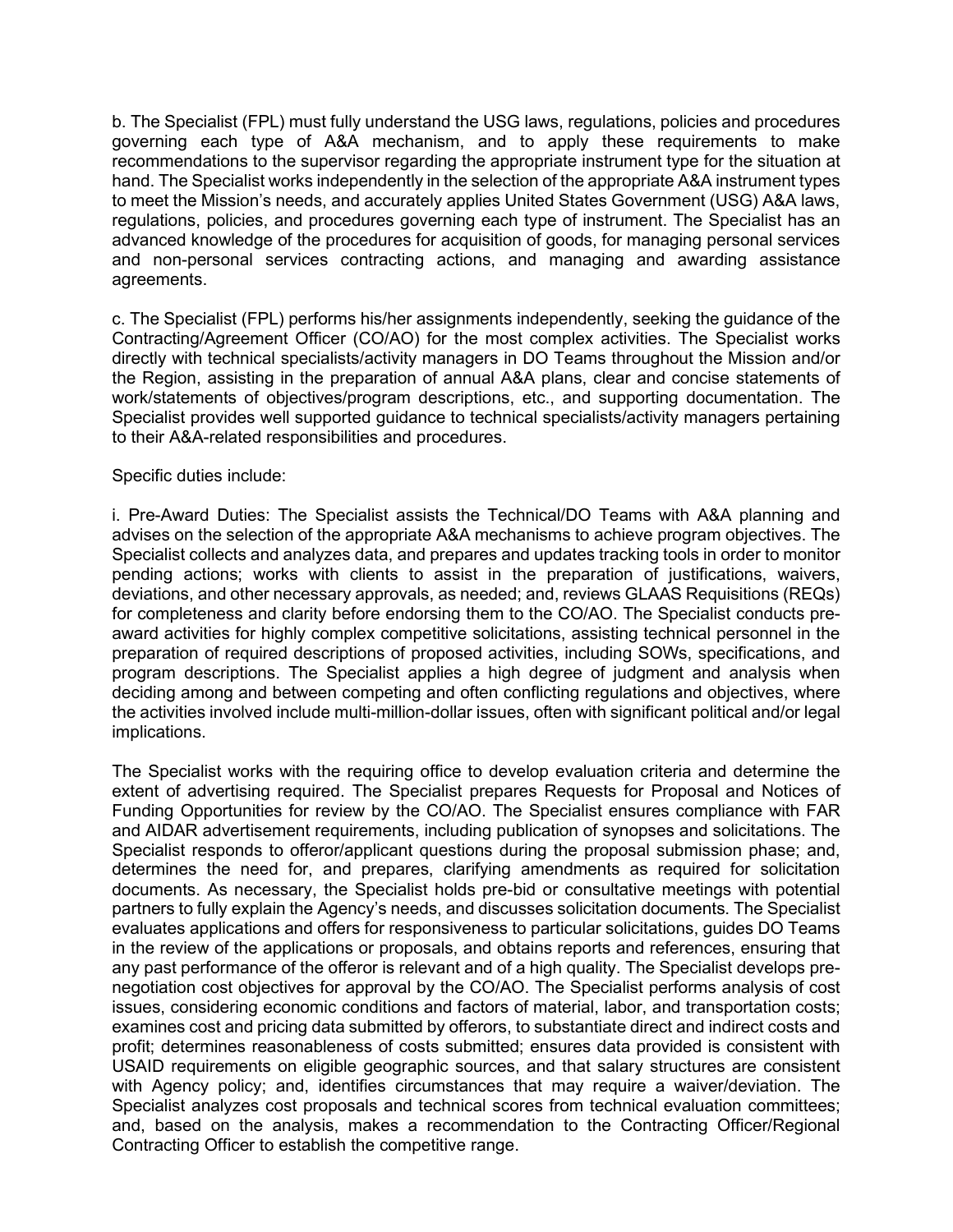b. The Specialist (FPL) must fully understand the USG laws, regulations, policies and procedures governing each type of A&A mechanism, and to apply these requirements to make recommendations to the supervisor regarding the appropriate instrument type for the situation at hand. The Specialist works independently in the selection of the appropriate A&A instrument types to meet the Mission's needs, and accurately applies United States Government (USG) A&A laws, regulations, policies, and procedures governing each type of instrument. The Specialist has an advanced knowledge of the procedures for acquisition of goods, for managing personal services and non-personal services contracting actions, and managing and awarding assistance agreements.

c. The Specialist (FPL) performs his/her assignments independently, seeking the guidance of the Contracting/Agreement Officer (CO/AO) for the most complex activities. The Specialist works directly with technical specialists/activity managers in DO Teams throughout the Mission and/or the Region, assisting in the preparation of annual A&A plans, clear and concise statements of work/statements of objectives/program descriptions, etc., and supporting documentation. The Specialist provides well supported guidance to technical specialists/activity managers pertaining to their A&A-related responsibilities and procedures.

Specific duties include:

i. Pre-Award Duties: The Specialist assists the Technical/DO Teams with A&A planning and advises on the selection of the appropriate A&A mechanisms to achieve program objectives. The Specialist collects and analyzes data, and prepares and updates tracking tools in order to monitor pending actions; works with clients to assist in the preparation of justifications, waivers, deviations, and other necessary approvals, as needed; and, reviews GLAAS Requisitions (REQs) for completeness and clarity before endorsing them to the CO/AO. The Specialist conducts pre-award activities for highly complex competitive solicitations, assisting technical personnel in the preparation of required descriptions of proposed activities, including SOWs, specifications, and program descriptions. The Specialist applies a high degree of judgment and analysis when deciding among and between competing and often conflicting regulations and objectives, where the activities involved include multi-million-dollar issues, often with significant political and/or legal implications.

The Specialist works with the requiring office to develop evaluation criteria and determine the extent of advertising required. The Specialist prepares Requests for Proposal and Notices of Funding Opportunities for review by the CO/AO. The Specialist ensures compliance with FAR and AIDAR advertisement requirements, including publication of synopses and solicitations. The Specialist responds to offeror/applicant questions during the proposal submission phase; and, determines the need for, and prepares, clarifying amendments as required for solicitation documents. As necessary, the Specialist holds pre-bid or consultative meetings with potential partners to fully explain the Agency's needs, and discusses solicitation documents. The Specialist evaluates applications and offers for responsiveness to particular solicitations, guides DO Teams in the review of the applications or proposals, and obtains reports and references, ensuring that any past performance of the offeror is relevant and of a high quality. The Specialist develops pre-negotiation cost objectives for approval by the CO/AO. The Specialist performs analysis of cost issues, considering economic conditions and factors of material, labor, and transportation costs; examines cost and pricing data submitted by offerors, to substantiate direct and indirect costs and profit; determines reasonableness of costs submitted; ensures data provided is consistent with USAID requirements on eligible geographic sources, and that salary structures are consistent with Agency policy; and, identifies circumstances that may require a waiver/deviation. The Specialist analyzes cost proposals and technical scores from technical evaluation committees; and, based on the analysis, makes a recommendation to the Contracting Officer/Regional Contracting Officer to establish the competitive range.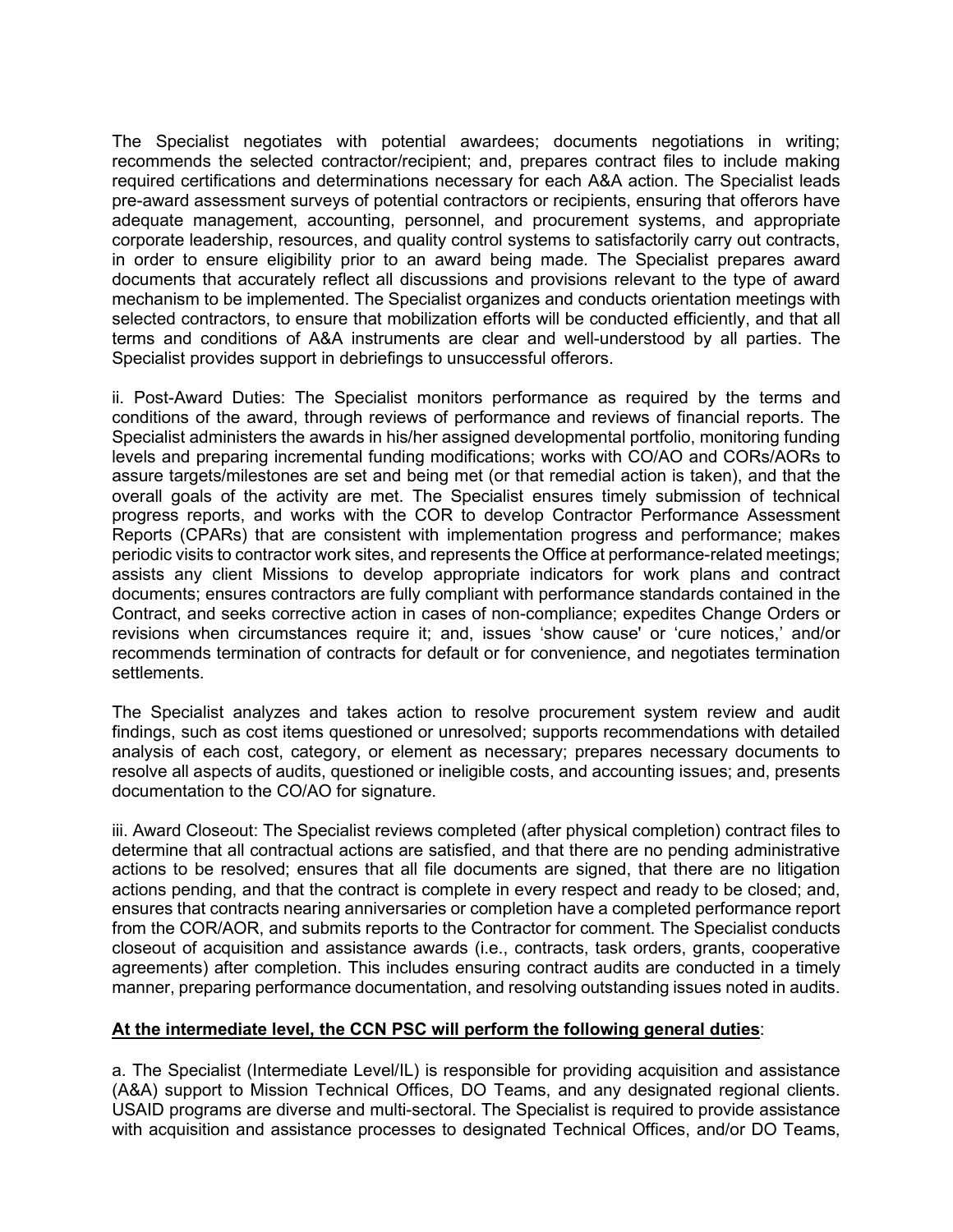The Specialist negotiates with potential awardees; documents negotiations in writing; recommends the selected contractor/recipient; and, prepares contract files to include making required certifications and determinations necessary for each A&A action. The Specialist leads pre-award assessment surveys of potential contractors or recipients, ensuring that offerors have adequate management, accounting, personnel, and procurement systems, and appropriate corporate leadership, resources, and quality control systems to satisfactorily carry out contracts, in order to ensure eligibility prior to an award being made. The Specialist prepares award documents that accurately reflect all discussions and provisions relevant to the type of award mechanism to be implemented. The Specialist organizes and conducts orientation meetings with selected contractors, to ensure that mobilization efforts will be conducted efficiently, and that all terms and conditions of A&A instruments are clear and well-understood by all parties. The Specialist provides support in debriefings to unsuccessful offerors.

ii. Post-Award Duties: The Specialist monitors performance as required by the terms and conditions of the award, through reviews of performance and reviews of financial reports. The Specialist administers the awards in his/her assigned developmental portfolio, monitoring funding levels and preparing incremental funding modifications; works with CO/AO and CORs/AORs to assure targets/milestones are set and being met (or that remedial action is taken), and that the overall goals of the activity are met. The Specialist ensures timely submission of technical progress reports, and works with the COR to develop Contractor Performance Assessment Reports (CPARs) that are consistent with implementation progress and performance; makes periodic visits to contractor work sites, and represents the Office at performance-related meetings; assists any client Missions to develop appropriate indicators for work plans and contract documents; ensures contractors are fully compliant with performance standards contained in the Contract, and seeks corrective action in cases of non-compliance; expedites Change Orders or revisions when circumstances require it; and, issues 'show cause' or 'cure notices,' and/or recommends termination of contracts for default or for convenience, and negotiates termination settlements.

The Specialist analyzes and takes action to resolve procurement system review and audit findings, such as cost items questioned or unresolved; supports recommendations with detailed analysis of each cost, category, or element as necessary; prepares necessary documents to resolve all aspects of audits, questioned or ineligible costs, and accounting issues; and, presents documentation to the CO/AO for signature.

iii. Award Closeout: The Specialist reviews completed (after physical completion) contract files to determine that all contractual actions are satisfied, and that there are no pending administrative actions to be resolved; ensures that all file documents are signed, that there are no litigation actions pending, and that the contract is complete in every respect and ready to be closed; and, ensures that contracts nearing anniversaries or completion have a completed performance report from the COR/AOR, and submits reports to the Contractor for comment. The Specialist conducts closeout of acquisition and assistance awards (i.e., contracts, task orders, grants, cooperative agreements) after completion. This includes ensuring contract audits are conducted in a timely manner, preparing performance documentation, and resolving outstanding issues noted in audits.

**At the intermediate level, the CCN PSC will perform the following general duties**:

a. The Specialist (Intermediate Level/IL) is responsible for providing acquisition and assistance (A&A) support to Mission Technical Offices, DO Teams, and any designated regional clients. USAID programs are diverse and multi-sectoral. The Specialist is required to provide assistance with acquisition and assistance processes to designated Technical Offices, and/or DO Teams,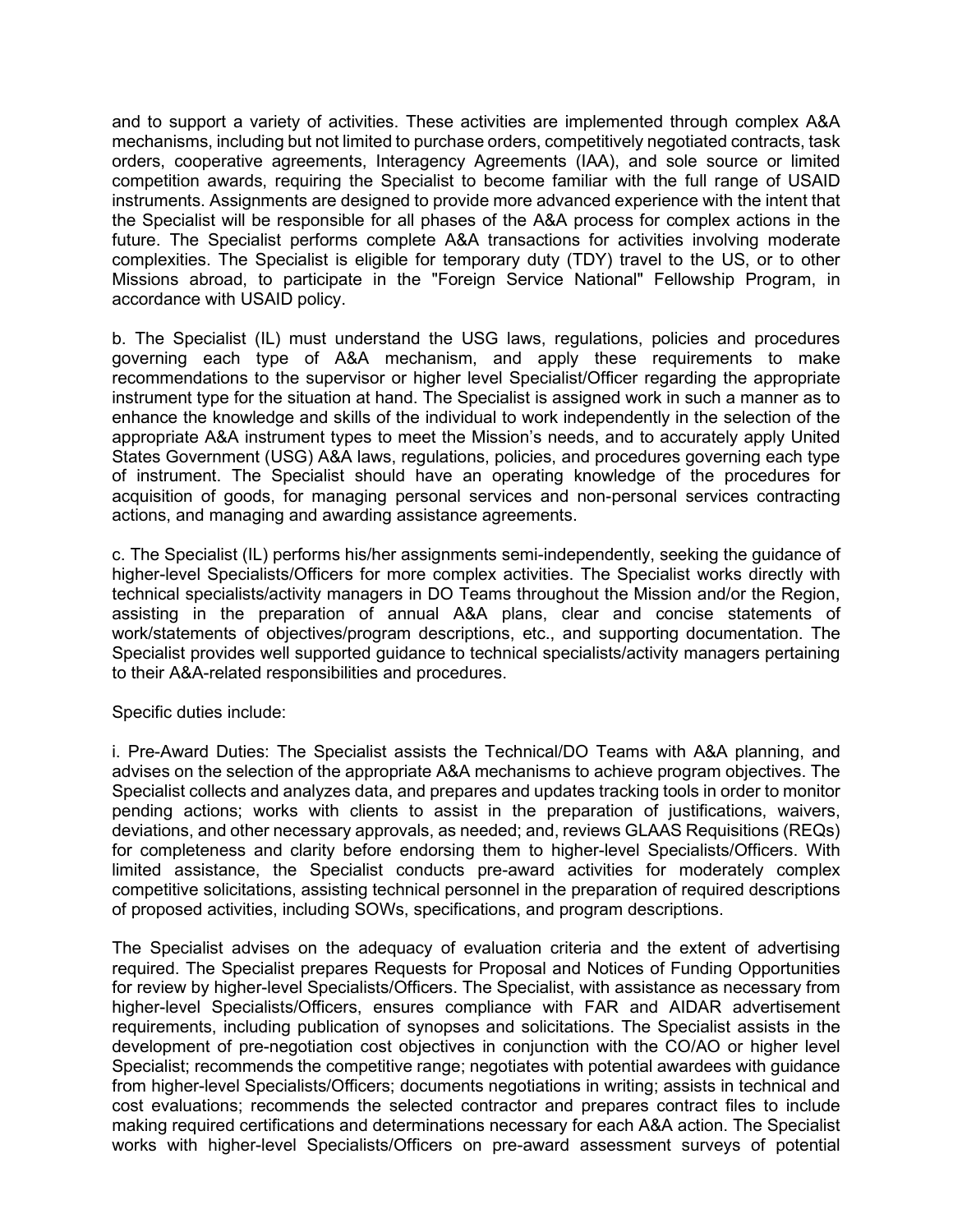and to support a variety of activities. These activities are implemented through complex A&A mechanisms, including but not limited to purchase orders, competitively negotiated contracts, task orders, cooperative agreements, Interagency Agreements (IAA), and sole source or limited competition awards, requiring the Specialist to become familiar with the full range of USAID instruments. Assignments are designed to provide more advanced experience with the intent that the Specialist will be responsible for all phases of the A&A process for complex actions in the future. The Specialist performs complete A&A transactions for activities involving moderate complexities. The Specialist is eligible for temporary duty (TDY) travel to the US, or to other Missions abroad, to participate in the "Foreign Service National" Fellowship Program, in accordance with USAID policy.

b. The Specialist (IL) must understand the USG laws, regulations, policies and procedures governing each type of A&A mechanism, and apply these requirements to make recommendations to the supervisor or higher level Specialist/Officer regarding the appropriate instrument type for the situation at hand. The Specialist is assigned work in such a manner as to enhance the knowledge and skills of the individual to work independently in the selection of the appropriate A&A instrument types to meet the Mission's needs, and to accurately apply United States Government (USG) A&A laws, regulations, policies, and procedures governing each type of instrument. The Specialist should have an operating knowledge of the procedures for acquisition of goods, for managing personal services and non-personal services contracting actions, and managing and awarding assistance agreements.

c. The Specialist (IL) performs his/her assignments semi-independently, seeking the guidance of higher-level Specialists/Officers for more complex activities. The Specialist works directly with technical specialists/activity managers in DO Teams throughout the Mission and/or the Region, assisting in the preparation of annual A&A plans, clear and concise statements of work/statements of objectives/program descriptions, etc., and supporting documentation. The Specialist provides well supported guidance to technical specialists/activity managers pertaining to their A&A-related responsibilities and procedures.

Specific duties include:

i. Pre-Award Duties: The Specialist assists the Technical/DO Teams with A&A planning, and advises on the selection of the appropriate A&A mechanisms to achieve program objectives. The Specialist collects and analyzes data, and prepares and updates tracking tools in order to monitor pending actions; works with clients to assist in the preparation of justifications, waivers, deviations, and other necessary approvals, as needed; and, reviews GLAAS Requisitions (REQs) for completeness and clarity before endorsing them to higher-level Specialists/Officers. With limited assistance, the Specialist conducts pre-award activities for moderately complex competitive solicitations, assisting technical personnel in the preparation of required descriptions of proposed activities, including SOWs, specifications, and program descriptions.

The Specialist advises on the adequacy of evaluation criteria and the extent of advertising required. The Specialist prepares Requests for Proposal and Notices of Funding Opportunities for review by higher-level Specialists/Officers. The Specialist, with assistance as necessary from higher-level Specialists/Officers, ensures compliance with FAR and AIDAR advertisement requirements, including publication of synopses and solicitations. The Specialist assists in the development of pre-negotiation cost objectives in conjunction with the CO/AO or higher level Specialist; recommends the competitive range; negotiates with potential awardees with guidance from higher-level Specialists/Officers; documents negotiations in writing; assists in technical and cost evaluations; recommends the selected contractor and prepares contract files to include making required certifications and determinations necessary for each A&A action. The Specialist works with higher-level Specialists/Officers on pre-award assessment surveys of potential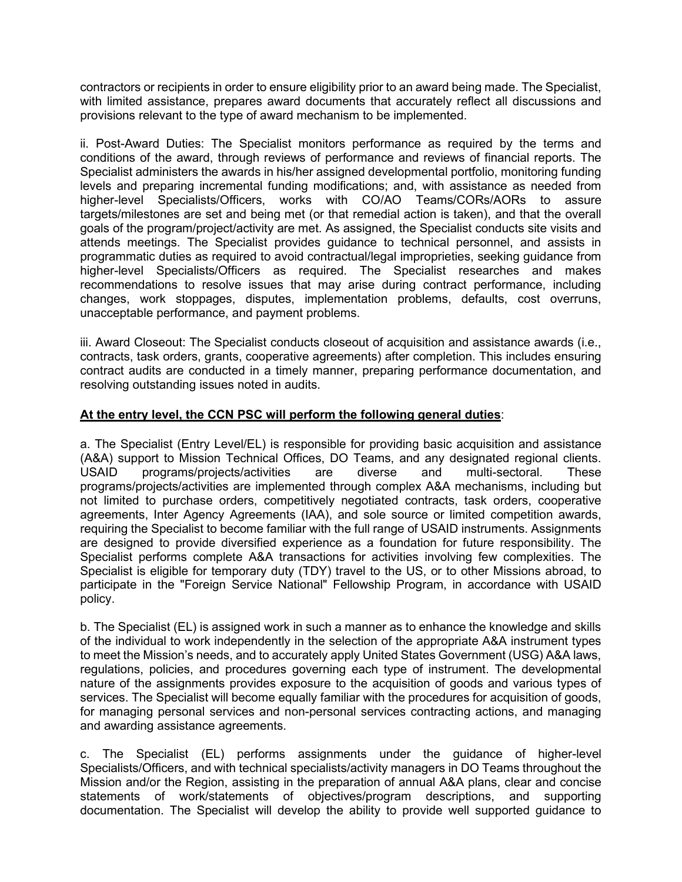contractors or recipients in order to ensure eligibility prior to an award being made. The Specialist, with limited assistance, prepares award documents that accurately reflect all discussions and provisions relevant to the type of award mechanism to be implemented.

ii. Post-Award Duties: The Specialist monitors performance as required by the terms and conditions of the award, through reviews of performance and reviews of financial reports. The Specialist administers the awards in his/her assigned developmental portfolio, monitoring funding levels and preparing incremental funding modifications; and, with assistance as needed from higher-level Specialists/Officers, works with CO/AO Teams/CORs/AORs to assure targets/milestones are set and being met (or that remedial action is taken), and that the overall goals of the program/project/activity are met. As assigned, the Specialist conducts site visits and attends meetings. The Specialist provides guidance to technical personnel, and assists in programmatic duties as required to avoid contractual/legal improprieties, seeking guidance from higher-level Specialists/Officers as required. The Specialist researches and makes recommendations to resolve issues that may arise during contract performance, including changes, work stoppages, disputes, implementation problems, defaults, cost overruns, unacceptable performance, and payment problems.

iii. Award Closeout: The Specialist conducts closeout of acquisition and assistance awards (i.e., contracts, task orders, grants, cooperative agreements) after completion. This includes ensuring contract audits are conducted in a timely manner, preparing performance documentation, and resolving outstanding issues noted in audits.

**At the entry level, the CCN PSC will perform the following general duties**:

a. The Specialist (Entry Level/EL) is responsible for providing basic acquisition and assistance (A&A) support to Mission Technical Offices, DO Teams, and any designated regional clients. USAID programs/projects/activities are diverse and multi-sectoral. These programs/projects/activities are implemented through complex A&A mechanisms, including but not limited to purchase orders, competitively negotiated contracts, task orders, cooperative agreements, Inter Agency Agreements (IAA), and sole source or limited competition awards, requiring the Specialist to become familiar with the full range of USAID instruments. Assignments are designed to provide diversified experience as a foundation for future responsibility. The Specialist performs complete A&A transactions for activities involving few complexities. The Specialist is eligible for temporary duty (TDY) travel to the US, or to other Missions abroad, to participate in the "Foreign Service National" Fellowship Program, in accordance with USAID policy.

b. The Specialist (EL) is assigned work in such a manner as to enhance the knowledge and skills of the individual to work independently in the selection of the appropriate A&A instrument types to meet the Mission's needs, and to accurately apply United States Government (USG) A&A laws, regulations, policies, and procedures governing each type of instrument. The developmental nature of the assignments provides exposure to the acquisition of goods and various types of services. The Specialist will become equally familiar with the procedures for acquisition of goods, for managing personal services and non-personal services contracting actions, and managing and awarding assistance agreements.

c. The Specialist (EL) performs assignments under the guidance of higher-level Specialists/Officers, and with technical specialists/activity managers in DO Teams throughout the Mission and/or the Region, assisting in the preparation of annual A&A plans, clear and concise statements of work/statements of objectives/program descriptions, and supporting documentation. The Specialist will develop the ability to provide well supported guidance to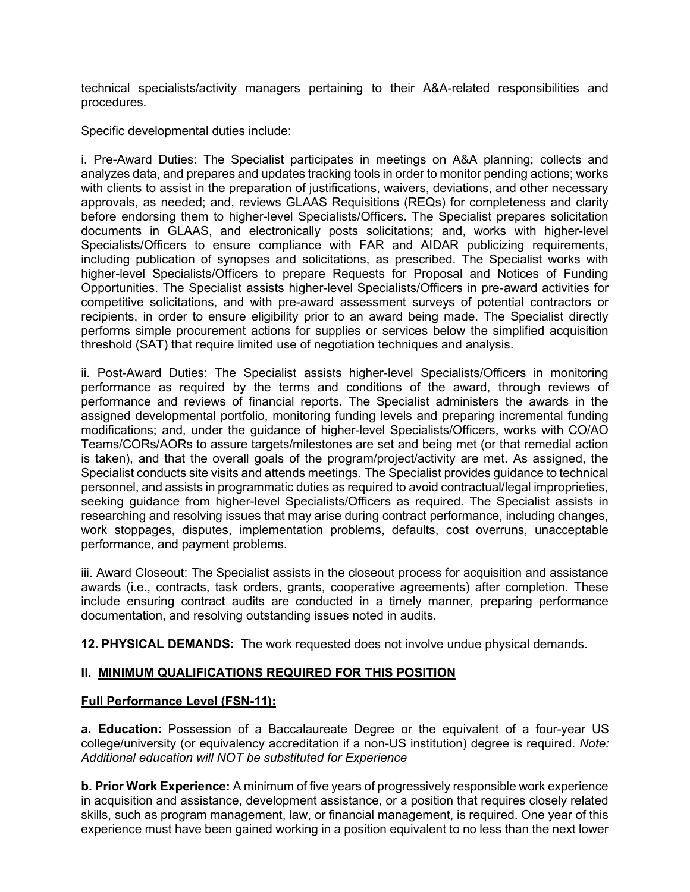technical specialists/activity managers pertaining to their A&A-related responsibilities and procedures.

Specific developmental duties include:

i. Pre-Award Duties: The Specialist participates in meetings on A&A planning; collects and analyzes data, and prepares and updates tracking tools in order to monitor pending actions; works with clients to assist in the preparation of justifications, waivers, deviations, and other necessary approvals, as needed; and, reviews GLAAS Requisitions (REQs) for completeness and clarity before endorsing them to higher-level Specialists/Officers. The Specialist prepares solicitation documents in GLAAS, and electronically posts solicitations; and, works with higher-level Specialists/Officers to ensure compliance with FAR and AIDAR publicizing requirements, including publication of synopses and solicitations, as prescribed. The Specialist works with higher-level Specialists/Officers to prepare Requests for Proposal and Notices of Funding Opportunities. The Specialist assists higher-level Specialists/Officers in pre-award activities for competitive solicitations, and with pre-award assessment surveys of potential contractors or recipients, in order to ensure eligibility prior to an award being made. The Specialist directly performs simple procurement actions for supplies or services below the simplified acquisition threshold (SAT) that require limited use of negotiation techniques and analysis.

ii. Post-Award Duties: The Specialist assists higher-level Specialists/Officers in monitoring performance as required by the terms and conditions of the award, through reviews of performance and reviews of financial reports. The Specialist administers the awards in the assigned developmental portfolio, monitoring funding levels and preparing incremental funding modifications; and, under the guidance of higher-level Specialists/Officers, works with CO/AO Teams/CORs/AORs to assure targets/milestones are set and being met (or that remedial action is taken), and that the overall goals of the program/project/activity are met. As assigned, the Specialist conducts site visits and attends meetings. The Specialist provides guidance to technical personnel, and assists in programmatic duties as required to avoid contractual/legal improprieties, seeking guidance from higher-level Specialists/Officers as required. The Specialist assists in researching and resolving issues that may arise during contract performance, including changes, work stoppages, disputes, implementation problems, defaults, cost overruns, unacceptable performance, and payment problems.

iii. Award Closeout: The Specialist assists in the closeout process for acquisition and assistance awards (i.e., contracts, task orders, grants, cooperative agreements) after completion. These include ensuring contract audits are conducted in a timely manner, preparing performance documentation, and resolving outstanding issues noted in audits.

**12. PHYSICAL DEMANDS:** The work requested does not involve undue physical demands.

## II. <u>MINIMUM QUALIFICATIONS REQUIRED FOR THIS POSITION</u>

### <u>Full Performance Level (FSN-11):</u>

**a. Education:** Possession of a Baccalaureate Degree or the equivalent of a four-year US college/university (or equivalency accreditation if a non-US institution) degree is required. *Note: Additional education will NOT be substituted for Experience*

**b. Prior Work Experience:** A minimum of five years of progressively responsible work experience in acquisition and assistance, development assistance, or a position that requires closely related skills, such as program management, law, or financial management, is required. One year of this experience must have been gained working in a position equivalent to no less than the next lower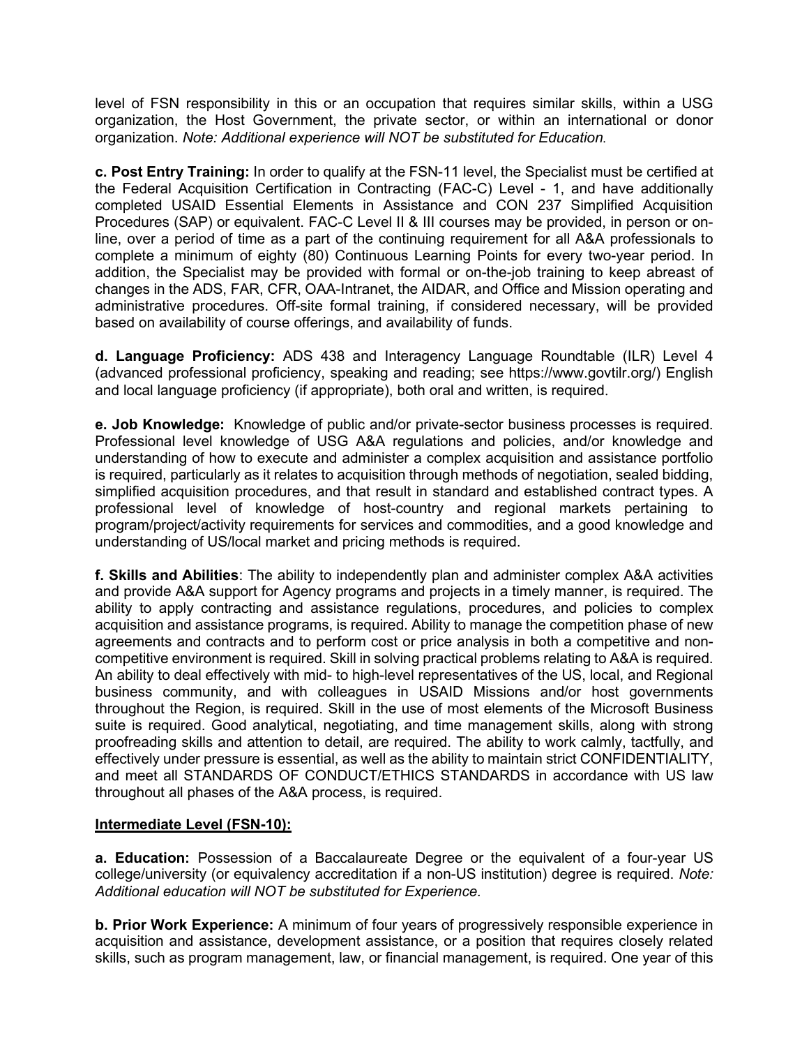level of FSN responsibility in this or an occupation that requires similar skills, within a USG organization, the Host Government, the private sector, or within an international or donor organization. *Note: Additional experience will NOT be substituted for Education.*

**c. Post Entry Training:** In order to qualify at the FSN-11 level, the Specialist must be certified at the Federal Acquisition Certification in Contracting (FAC-C) Level - 1, and have additionally completed USAID Essential Elements in Assistance and CON 237 Simplified Acquisition Procedures (SAP) or equivalent. FAC-C Level II & III courses may be provided, in person or on-line, over a period of time as a part of the continuing requirement for all A&A professionals to complete a minimum of eighty (80) Continuous Learning Points for every two-year period. In addition, the Specialist may be provided with formal or on-the-job training to keep abreast of changes in the ADS, FAR, CFR, OAA-Intranet, the AIDAR, and Office and Mission operating and administrative procedures. Off-site formal training, if considered necessary, will be provided based on availability of course offerings, and availability of funds.

**d. Language Proficiency:** ADS 438 and Interagency Language Roundtable (ILR) Level 4 (advanced professional proficiency, speaking and reading; see https://www.govtilr.org/) English and local language proficiency (if appropriate), both oral and written, is required.

**e. Job Knowledge:** Knowledge of public and/or private-sector business processes is required. Professional level knowledge of USG A&A regulations and policies, and/or knowledge and understanding of how to execute and administer a complex acquisition and assistance portfolio is required, particularly as it relates to acquisition through methods of negotiation, sealed bidding, simplified acquisition procedures, and that result in standard and established contract types. A professional level of knowledge of host-country and regional markets pertaining to program/project/activity requirements for services and commodities, and a good knowledge and understanding of US/local market and pricing methods is required.

**f. Skills and Abilities**: The ability to independently plan and administer complex A&A activities and provide A&A support for Agency programs and projects in a timely manner, is required. The ability to apply contracting and assistance regulations, procedures, and policies to complex acquisition and assistance programs, is required. Ability to manage the competition phase of new agreements and contracts and to perform cost or price analysis in both a competitive and non-competitive environment is required. Skill in solving practical problems relating to A&A is required. An ability to deal effectively with mid- to high-level representatives of the US, local, and Regional business community, and with colleagues in USAID Missions and/or host governments throughout the Region, is required. Skill in the use of most elements of the Microsoft Business suite is required. Good analytical, negotiating, and time management skills, along with strong proofreading skills and attention to detail, are required. The ability to work calmly, tactfully, and effectively under pressure is essential, as well as the ability to maintain strict CONFIDENTIALITY, and meet all STANDARDS OF CONDUCT/ETHICS STANDARDS in accordance with US law throughout all phases of the A&A process, is required.

**Intermediate Level (FSN-10):**

**a. Education:** Possession of a Baccalaureate Degree or the equivalent of a four-year US college/university (or equivalency accreditation if a non-US institution) degree is required. *Note: Additional education will NOT be substituted for Experience.*

**b. Prior Work Experience:** A minimum of four years of progressively responsible experience in acquisition and assistance, development assistance, or a position that requires closely related skills, such as program management, law, or financial management, is required. One year of this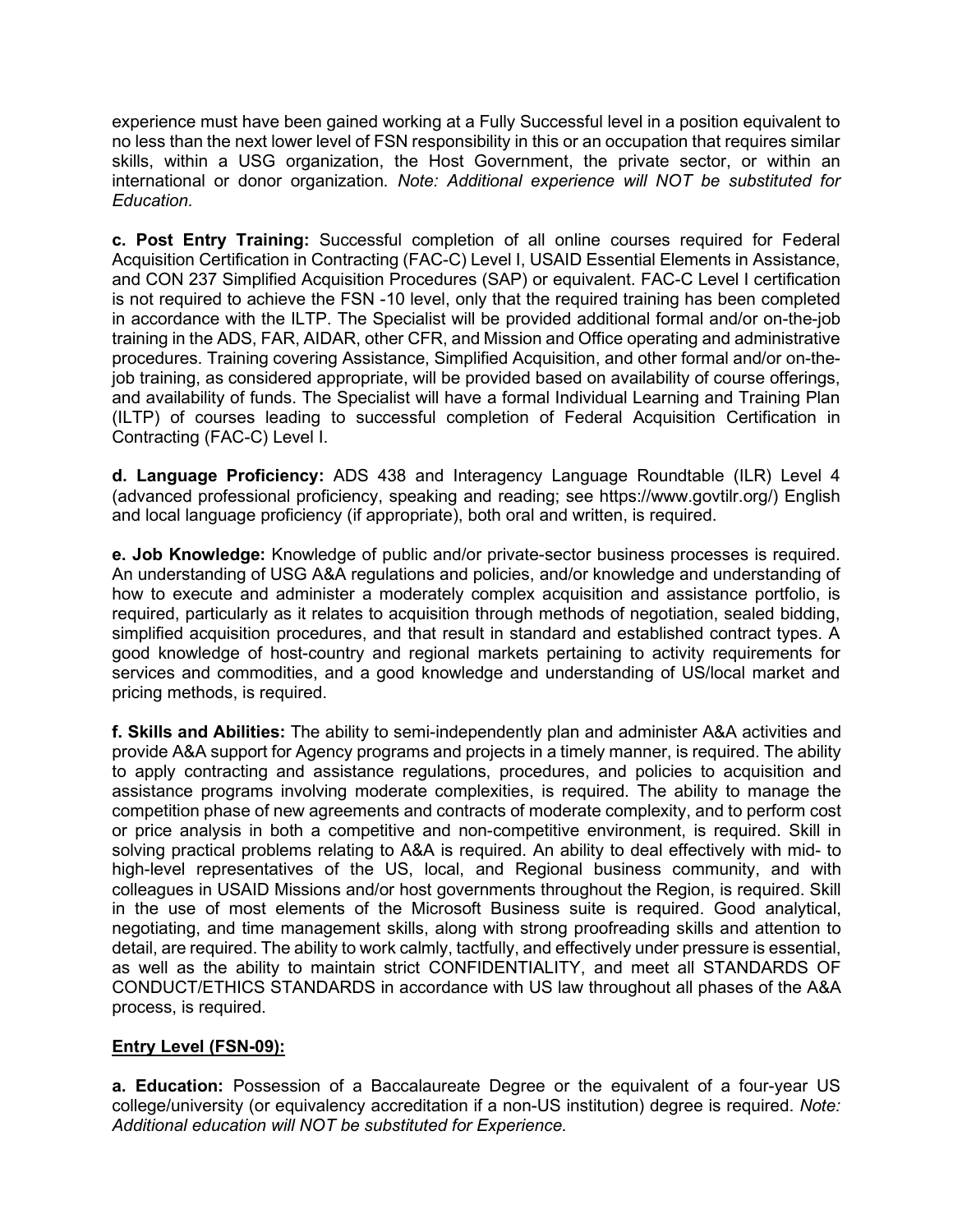experience must have been gained working at a Fully Successful level in a position equivalent to no less than the next lower level of FSN responsibility in this or an occupation that requires similar skills, within a USG organization, the Host Government, the private sector, or within an international or donor organization*. Note: Additional experience will NOT be substituted for Education.*

**c. Post Entry Training:** Successful completion of all online courses required for Federal Acquisition Certification in Contracting (FAC-C) Level I, USAID Essential Elements in Assistance, and CON 237 Simplified Acquisition Procedures (SAP) or equivalent. FAC-C Level I certification is not required to achieve the FSN -10 level, only that the required training has been completed in accordance with the ILTP. The Specialist will be provided additional formal and/or on-the-job training in the ADS, FAR, AIDAR, other CFR, and Mission and Office operating and administrative procedures. Training covering Assistance, Simplified Acquisition, and other formal and/or on-the-job training, as considered appropriate, will be provided based on availability of course offerings, and availability of funds. The Specialist will have a formal Individual Learning and Training Plan (ILTP) of courses leading to successful completion of Federal Acquisition Certification in Contracting (FAC-C) Level I.

**d. Language Proficiency:** ADS 438 and Interagency Language Roundtable (ILR) Level 4 (advanced professional proficiency, speaking and reading; see https://www.govtilr.org/) English and local language proficiency (if appropriate), both oral and written, is required.

**e. Job Knowledge:** Knowledge of public and/or private-sector business processes is required. An understanding of USG A&A regulations and policies, and/or knowledge and understanding of how to execute and administer a moderately complex acquisition and assistance portfolio, is required, particularly as it relates to acquisition through methods of negotiation, sealed bidding, simplified acquisition procedures, and that result in standard and established contract types. A good knowledge of host-country and regional markets pertaining to activity requirements for services and commodities, and a good knowledge and understanding of US/local market and pricing methods, is required.

**f. Skills and Abilities:** The ability to semi-independently plan and administer A&A activities and provide A&A support for Agency programs and projects in a timely manner, is required. The ability to apply contracting and assistance regulations, procedures, and policies to acquisition and assistance programs involving moderate complexities, is required. The ability to manage the competition phase of new agreements and contracts of moderate complexity, and to perform cost or price analysis in both a competitive and non-competitive environment, is required. Skill in solving practical problems relating to A&A is required. An ability to deal effectively with mid- to high-level representatives of the US, local, and Regional business community, and with colleagues in USAID Missions and/or host governments throughout the Region, is required. Skill in the use of most elements of the Microsoft Business suite is required. Good analytical, negotiating, and time management skills, along with strong proofreading skills and attention to detail, are required. The ability to work calmly, tactfully, and effectively under pressure is essential, as well as the ability to maintain strict CONFIDENTIALITY, and meet all STANDARDS OF CONDUCT/ETHICS STANDARDS in accordance with US law throughout all phases of the A&A process, is required.

**Entry Level (FSN-09):**

**a. Education:** Possession of a Baccalaureate Degree or the equivalent of a four-year US college/university (or equivalency accreditation if a non-US institution) degree is required. *Note: Additional education will NOT be substituted for Experience.*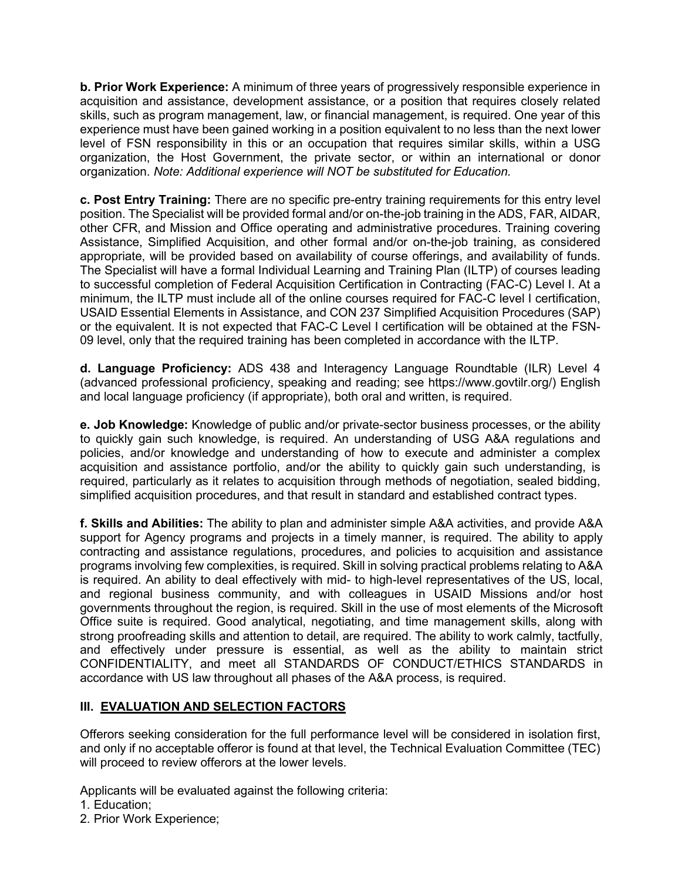**b. Prior Work Experience:** A minimum of three years of progressively responsible experience in acquisition and assistance, development assistance, or a position that requires closely related skills, such as program management, law, or financial management, is required. One year of this experience must have been gained working in a position equivalent to no less than the next lower level of FSN responsibility in this or an occupation that requires similar skills, within a USG organization, the Host Government, the private sector, or within an international or donor organization. *Note: Additional experience will NOT be substituted for Education.*

**c. Post Entry Training:** There are no specific pre-entry training requirements for this entry level position. The Specialist will be provided formal and/or on-the-job training in the ADS, FAR, AIDAR, other CFR, and Mission and Office operating and administrative procedures. Training covering Assistance, Simplified Acquisition, and other formal and/or on-the-job training, as considered appropriate, will be provided based on availability of course offerings, and availability of funds. The Specialist will have a formal Individual Learning and Training Plan (ILTP) of courses leading to successful completion of Federal Acquisition Certification in Contracting (FAC-C) Level I. At a minimum, the ILTP must include all of the online courses required for FAC-C level I certification, USAID Essential Elements in Assistance, and CON 237 Simplified Acquisition Procedures (SAP) or the equivalent. It is not expected that FAC-C Level I certification will be obtained at the FSN-09 level, only that the required training has been completed in accordance with the ILTP.

**d. Language Proficiency:** ADS 438 and Interagency Language Roundtable (ILR) Level 4 (advanced professional proficiency, speaking and reading; see https://www.govtilr.org/) English and local language proficiency (if appropriate), both oral and written, is required.

**e. Job Knowledge:** Knowledge of public and/or private-sector business processes, or the ability to quickly gain such knowledge, is required. An understanding of USG A&A regulations and policies, and/or knowledge and understanding of how to execute and administer a complex acquisition and assistance portfolio, and/or the ability to quickly gain such understanding, is required, particularly as it relates to acquisition through methods of negotiation, sealed bidding, simplified acquisition procedures, and that result in standard and established contract types.

**f. Skills and Abilities:** The ability to plan and administer simple A&A activities, and provide A&A support for Agency programs and projects in a timely manner, is required. The ability to apply contracting and assistance regulations, procedures, and policies to acquisition and assistance programs involving few complexities, is required. Skill in solving practical problems relating to A&A is required. An ability to deal effectively with mid- to high-level representatives of the US, local, and regional business community, and with colleagues in USAID Missions and/or host governments throughout the region, is required. Skill in the use of most elements of the Microsoft Office suite is required. Good analytical, negotiating, and time management skills, along with strong proofreading skills and attention to detail, are required. The ability to work calmly, tactfully, and effectively under pressure is essential, as well as the ability to maintain strict CONFIDENTIALITY, and meet all STANDARDS OF CONDUCT/ETHICS STANDARDS in accordance with US law throughout all phases of the A&A process, is required.

## III. EVALUATION AND SELECTION FACTORS

Offerors seeking consideration for the full performance level will be considered in isolation first, and only if no acceptable offeror is found at that level, the Technical Evaluation Committee (TEC) will proceed to review offerors at the lower levels.

Applicants will be evaluated against the following criteria:

1. Education;
2. Prior Work Experience;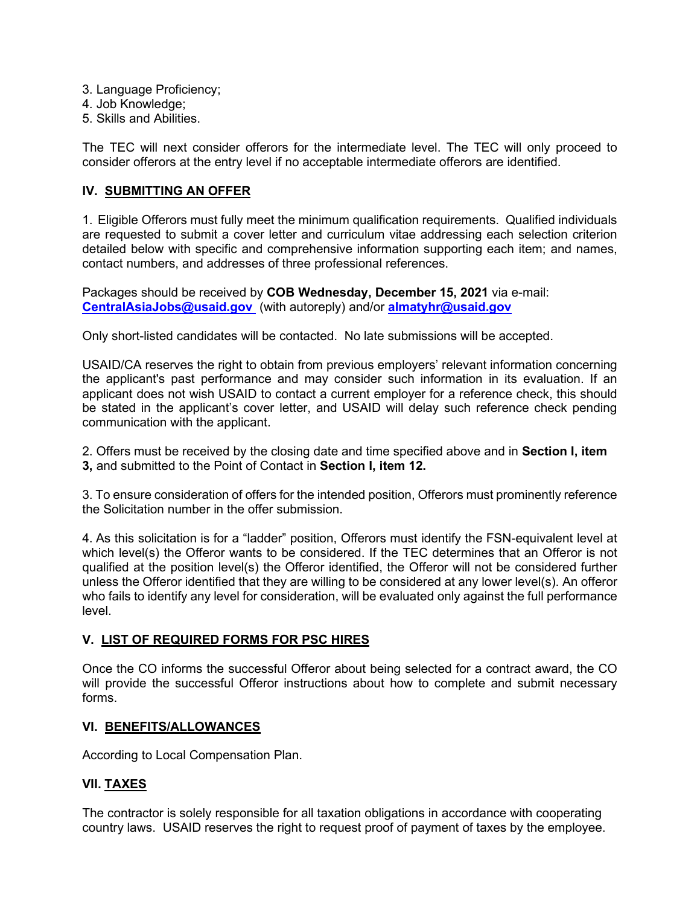3. Language Proficiency;
4. Job Knowledge;
5. Skills and Abilities.

The TEC will next consider offerors for the intermediate level. The TEC will only proceed to consider offerors at the entry level if no acceptable intermediate offerors are identified.

## IV. SUBMITTING AN OFFER

1. Eligible Offerors must fully meet the minimum qualification requirements. Qualified individuals are requested to submit a cover letter and curriculum vitae addressing each selection criterion detailed below with specific and comprehensive information supporting each item; and names, contact numbers, and addresses of three professional references.

Packages should be received by **COB Wednesday, December 15, 2021** via e-mail: **CentralAsiaJobs@usaid.gov** (with autoreply) and/or **almatyhr@usaid.gov**

Only short-listed candidates will be contacted. No late submissions will be accepted.

USAID/CA reserves the right to obtain from previous employers' relevant information concerning the applicant's past performance and may consider such information in its evaluation. If an applicant does not wish USAID to contact a current employer for a reference check, this should be stated in the applicant's cover letter, and USAID will delay such reference check pending communication with the applicant.

2. Offers must be received by the closing date and time specified above and in **Section I, item 3,** and submitted to the Point of Contact in **Section I, item 12.**

3. To ensure consideration of offers for the intended position, Offerors must prominently reference the Solicitation number in the offer submission.

4. As this solicitation is for a "ladder" position, Offerors must identify the FSN-equivalent level at which level(s) the Offeror wants to be considered. If the TEC determines that an Offeror is not qualified at the position level(s) the Offeror identified, the Offeror will not be considered further unless the Offeror identified that they are willing to be considered at any lower level(s). An offeror who fails to identify any level for consideration, will be evaluated only against the full performance level.

## V. LIST OF REQUIRED FORMS FOR PSC HIRES

Once the CO informs the successful Offeror about being selected for a contract award, the CO will provide the successful Offeror instructions about how to complete and submit necessary forms.

## VI. BENEFITS/ALLOWANCES

According to Local Compensation Plan.

## VII. TAXES

The contractor is solely responsible for all taxation obligations in accordance with cooperating country laws. USAID reserves the right to request proof of payment of taxes by the employee.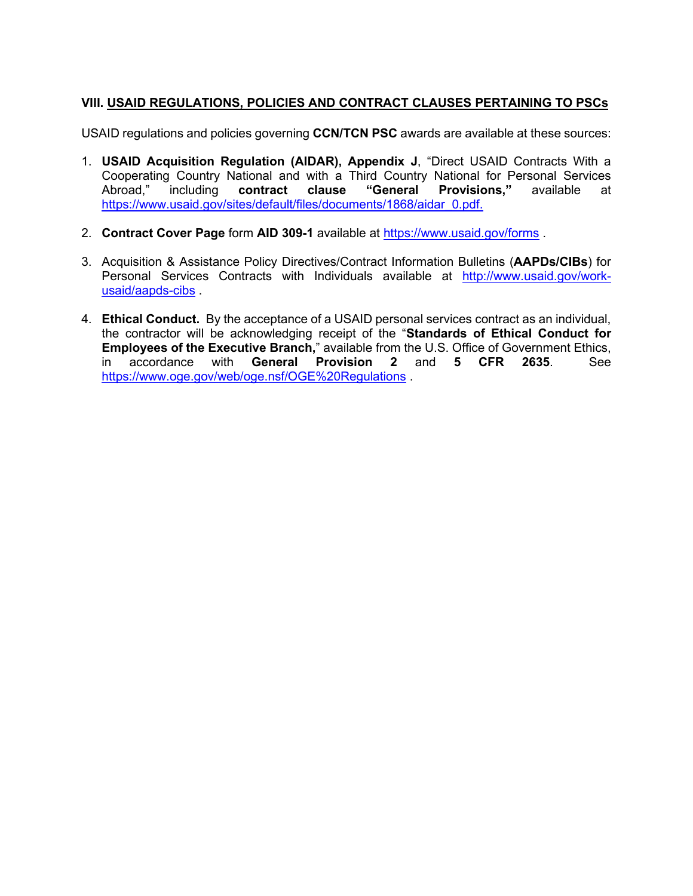## VIII. USAID REGULATIONS, POLICIES AND CONTRACT CLAUSES PERTAINING TO PSCs

USAID regulations and policies governing **CCN/TCN PSC** awards are available at these sources:

1. **USAID Acquisition Regulation (AIDAR), Appendix J**, "Direct USAID Contracts With a Cooperating Country National and with a Third Country National for Personal Services Abroad," including **contract clause "General Provisions,"** available at https://www.usaid.gov/sites/default/files/documents/1868/aidar_0.pdf.

2. **Contract Cover Page** form **AID 309-1** available at https://www.usaid.gov/forms .

3. Acquisition & Assistance Policy Directives/Contract Information Bulletins (**AAPDs/CIBs**) for Personal Services Contracts with Individuals available at http://www.usaid.gov/work-usaid/aapds-cibs .

4. **Ethical Conduct.** By the acceptance of a USAID personal services contract as an individual, the contractor will be acknowledging receipt of the "**Standards of Ethical Conduct for Employees of the Executive Branch,**" available from the U.S. Office of Government Ethics, in accordance with **General Provision 2** and **5 CFR 2635**. See https://www.oge.gov/web/oge.nsf/OGE%20Regulations .